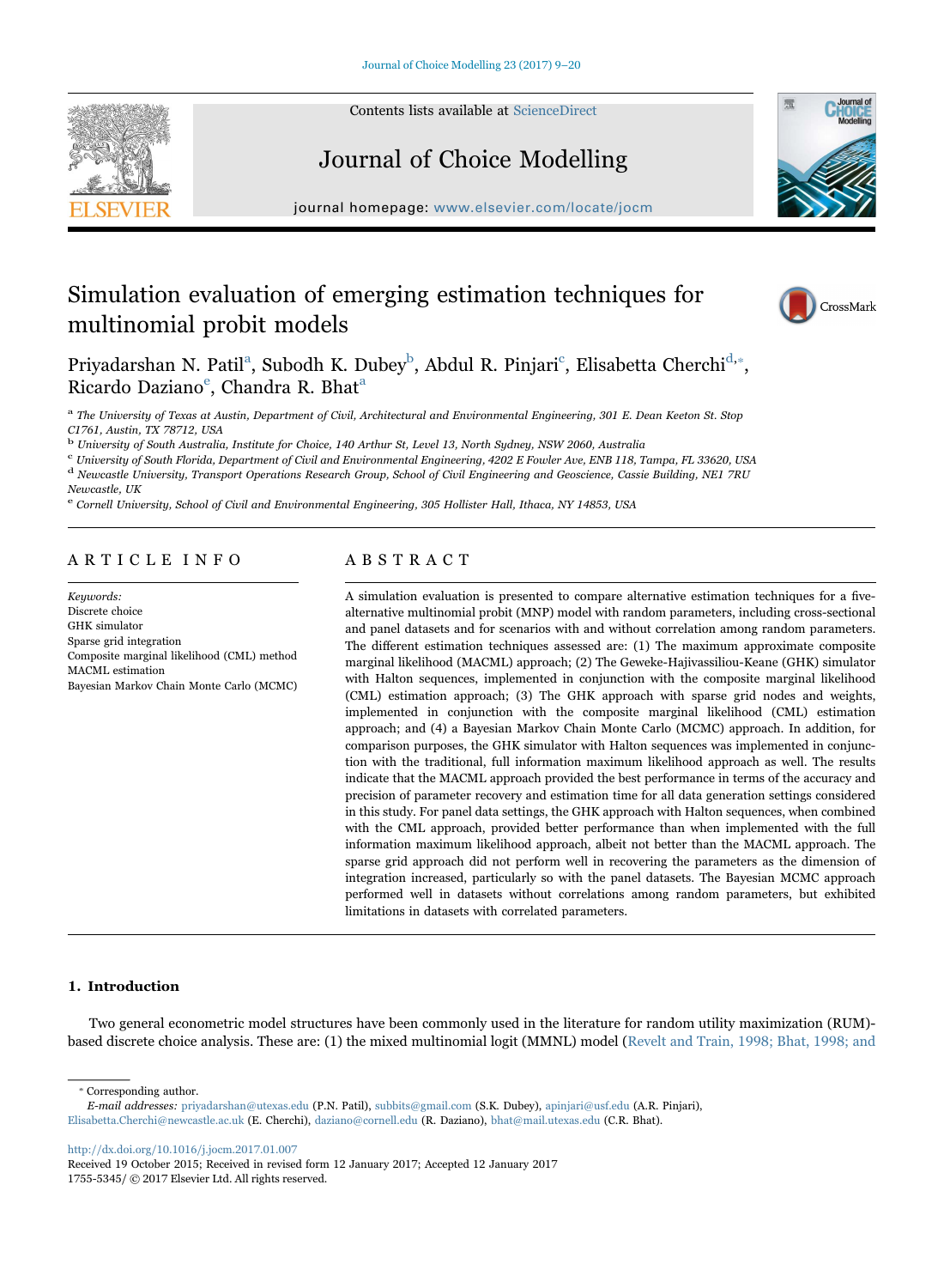# Simulation evaluation of emerging estimation techniques for multinomial probit models

Priyadarshan N. Patil[a], Subodh K. Dubey[b], Abdul R. Pinjari[c], Elisabetta Cherchi[d,*], Ricardo Daziano[e], Chandra R. Bhat[a]

[a] The University of Texas at Austin, Department of Civil, Architectural and Environmental Engineering, 301 E. Dean Keeton St. Stop C1761, Austin, TX 78712, USA

[b] University of South Australia, Institute for Choice, 140 Arthur St, Level 13, North Sydney, NSW 2060, Australia

[c] University of South Florida, Department of Civil and Environmental Engineering, 4202 E Fowler Ave, ENB 118, Tampa, FL 33620, USA

[d] Newcastle University, Transport Operations Research Group, School of Civil Engineering and Geoscience, Cassie Building, NE1 7RU Newcastle, UK

[e] Cornell University, School of Civil and Environmental Engineering, 305 Hollister Hall, Ithaca, NY 14853, USA

## ARTICLE INFO

*Keywords:*
Discrete choice
GHK simulator
Sparse grid integration
Composite marginal likelihood (CML) method
MACML estimation
Bayesian Markov Chain Monte Carlo (MCMC)

## ABSTRACT

A simulation evaluation is presented to compare alternative estimation techniques for a five-alternative multinomial probit (MNP) model with random parameters, including cross-sectional and panel datasets and for scenarios with and without correlation among random parameters. The different estimation techniques assessed are: (1) The maximum approximate composite marginal likelihood (MACML) approach; (2) The Geweke-Hajivassiliou-Keane (GHK) simulator with Halton sequences, implemented in conjunction with the composite marginal likelihood (CML) estimation approach; (3) The GHK approach with sparse grid nodes and weights, implemented in conjunction with the composite marginal likelihood (CML) estimation approach; and (4) a Bayesian Markov Chain Monte Carlo (MCMC) approach. In addition, for comparison purposes, the GHK simulator with Halton sequences was implemented in conjunction with the traditional, full information maximum likelihood approach as well. The results indicate that the MACML approach provided the best performance in terms of the accuracy and precision of parameter recovery and estimation time for all data generation settings considered in this study. For panel data settings, the GHK approach with Halton sequences, when combined with the CML approach, provided better performance than when implemented with the full information maximum likelihood approach, albeit not better than the MACML approach. The sparse grid approach did not perform well in recovering the parameters as the dimension of integration increased, particularly so with the panel datasets. The Bayesian MCMC approach performed well in datasets without correlations among random parameters, but exhibited limitations in datasets with correlated parameters.

## 1. Introduction

Two general econometric model structures have been commonly used in the literature for random utility maximization (RUM)-based discrete choice analysis. These are: (1) the mixed multinomial logit (MMNL) model (Revelt and Train, 1998; Bhat, 1998; and

---

* Corresponding author.
*E-mail addresses:* priyadarshan@utexas.edu (P.N. Patil), subbits@gmail.com (S.K. Dubey), apinjari@usf.edu (A.R. Pinjari), Elisabetta.Cherchi@newcastle.ac.uk (E. Cherchi), daziano@cornell.edu (R. Daziano), bhat@mail.utexas.edu (C.R. Bhat).

http://dx.doi.org/10.1016/j.jocm.2017.01.007
Received 19 October 2015; Received in revised form 12 January 2017; Accepted 12 January 2017
1755-5345/ © 2017 Elsevier Ltd. All rights reserved.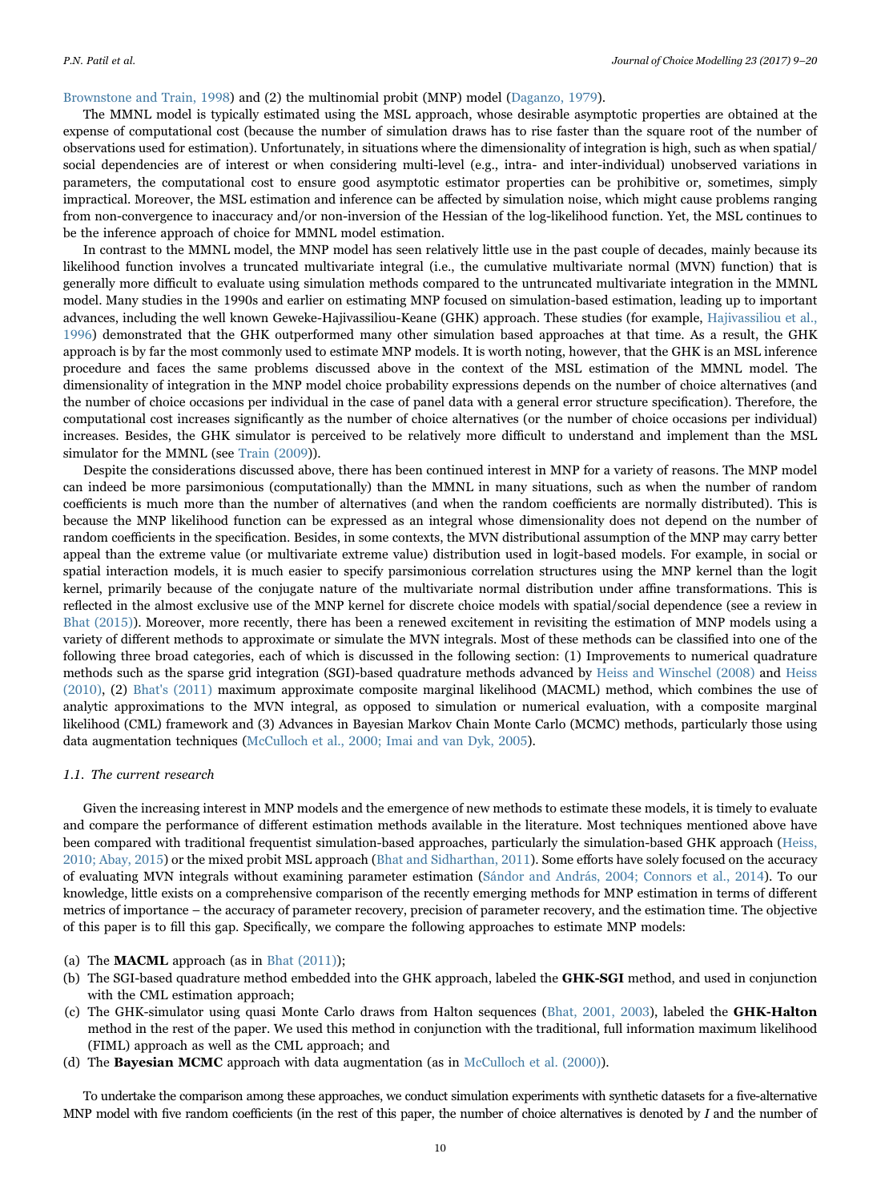Brownstone and Train, 1998) and (2) the multinomial probit (MNP) model (Daganzo, 1979).

The MMNL model is typically estimated using the MSL approach, whose desirable asymptotic properties are obtained at the expense of computational cost (because the number of simulation draws has to rise faster than the square root of the number of observations used for estimation). Unfortunately, in situations where the dimensionality of integration is high, such as when spatial/ social dependencies are of interest or when considering multi-level (e.g., intra- and inter-individual) unobserved variations in parameters, the computational cost to ensure good asymptotic estimator properties can be prohibitive or, sometimes, simply impractical. Moreover, the MSL estimation and inference can be affected by simulation noise, which might cause problems ranging from non-convergence to inaccuracy and/or non-inversion of the Hessian of the log-likelihood function. Yet, the MSL continues to be the inference approach of choice for MMNL model estimation.

In contrast to the MMNL model, the MNP model has seen relatively little use in the past couple of decades, mainly because its likelihood function involves a truncated multivariate integral (i.e., the cumulative multivariate normal (MVN) function) that is generally more difficult to evaluate using simulation methods compared to the untruncated multivariate integration in the MMNL model. Many studies in the 1990s and earlier on estimating MNP focused on simulation-based estimation, leading up to important advances, including the well known Geweke-Hajivassiliou-Keane (GHK) approach. These studies (for example, Hajivassiliou et al., 1996) demonstrated that the GHK outperformed many other simulation based approaches at that time. As a result, the GHK approach is by far the most commonly used to estimate MNP models. It is worth noting, however, that the GHK is an MSL inference procedure and faces the same problems discussed above in the context of the MSL estimation of the MMNL model. The dimensionality of integration in the MNP model choice probability expressions depends on the number of choice alternatives (and the number of choice occasions per individual in the case of panel data with a general error structure specification). Therefore, the computational cost increases significantly as the number of choice alternatives (or the number of choice occasions per individual) increases. Besides, the GHK simulator is perceived to be relatively more difficult to understand and implement than the MSL simulator for the MMNL (see Train (2009)).

Despite the considerations discussed above, there has been continued interest in MNP for a variety of reasons. The MNP model can indeed be more parsimonious (computationally) than the MMNL in many situations, such as when the number of random coefficients is much more than the number of alternatives (and when the random coefficients are normally distributed). This is because the MNP likelihood function can be expressed as an integral whose dimensionality does not depend on the number of random coefficients in the specification. Besides, in some contexts, the MVN distributional assumption of the MNP may carry better appeal than the extreme value (or multivariate extreme value) distribution used in logit-based models. For example, in social or spatial interaction models, it is much easier to specify parsimonious correlation structures using the MNP kernel than the logit kernel, primarily because of the conjugate nature of the multivariate normal distribution under affine transformations. This is reflected in the almost exclusive use of the MNP kernel for discrete choice models with spatial/social dependence (see a review in Bhat (2015)). Moreover, more recently, there has been a renewed excitement in revisiting the estimation of MNP models using a variety of different methods to approximate or simulate the MVN integrals. Most of these methods can be classified into one of the following three broad categories, each of which is discussed in the following section: (1) Improvements to numerical quadrature methods such as the sparse grid integration (SGI)-based quadrature methods advanced by Heiss and Winschel (2008) and Heiss (2010), (2) Bhat's (2011) maximum approximate composite marginal likelihood (MACML) method, which combines the use of analytic approximations to the MVN integral, as opposed to simulation or numerical evaluation, with a composite marginal likelihood (CML) framework and (3) Advances in Bayesian Markov Chain Monte Carlo (MCMC) methods, particularly those using data augmentation techniques (McCulloch et al., 2000; Imai and van Dyk, 2005).

### 1.1. The current research

Given the increasing interest in MNP models and the emergence of new methods to estimate these models, it is timely to evaluate and compare the performance of different estimation methods available in the literature. Most techniques mentioned above have been compared with traditional frequentist simulation-based approaches, particularly the simulation-based GHK approach (Heiss, 2010; Abay, 2015) or the mixed probit MSL approach (Bhat and Sidharthan, 2011). Some efforts have solely focused on the accuracy of evaluating MVN integrals without examining parameter estimation (Sándor and András, 2004; Connors et al., 2014). To our knowledge, little exists on a comprehensive comparison of the recently emerging methods for MNP estimation in terms of different metrics of importance – the accuracy of parameter recovery, precision of parameter recovery, and the estimation time. The objective of this paper is to fill this gap. Specifically, we compare the following approaches to estimate MNP models:

(a) The **MACML** approach (as in Bhat (2011));
(b) The SGI-based quadrature method embedded into the GHK approach, labeled the **GHK-SGI** method, and used in conjunction with the CML estimation approach;
(c) The GHK-simulator using quasi Monte Carlo draws from Halton sequences (Bhat, 2001, 2003), labeled the **GHK-Halton** method in the rest of the paper. We used this method in conjunction with the traditional, full information maximum likelihood (FIML) approach as well as the CML approach; and
(d) The **Bayesian MCMC** approach with data augmentation (as in McCulloch et al. (2000)).

To undertake the comparison among these approaches, we conduct simulation experiments with synthetic datasets for a five-alternative MNP model with five random coefficients (in the rest of this paper, the number of choice alternatives is denoted by $I$ and the number of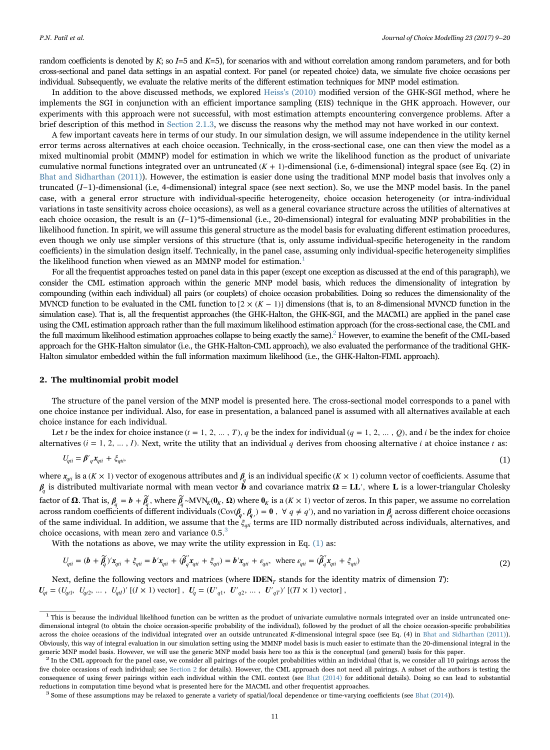random coefficients is denoted by $K$; so $I$=5 and $K$=5), for scenarios with and without correlation among random parameters, and for both cross-sectional and panel data settings in an aspatial context. For panel (or repeated choice) data, we simulate five choice occasions per individual. Subsequently, we evaluate the relative merits of the different estimation techniques for MNP model estimation.

In addition to the above discussed methods, we explored Heiss's (2010) modified version of the GHK-SGI method, where he implements the SGI in conjunction with an efficient importance sampling (EIS) technique in the GHK approach. However, our experiments with this approach were not successful, with most estimation attempts encountering convergence problems. After a brief description of this method in Section 2.1.3, we discuss the reasons why the method may not have worked in our context.

A few important caveats here in terms of our study. In our simulation design, we will assume independence in the utility kernel error terms across alternatives at each choice occasion. Technically, in the cross-sectional case, one can then view the model as a mixed multinomial probit (MMNP) model for estimation in which we write the likelihood function as the product of univariate cumulative normal functions integrated over an untruncated $(K + 1)$-dimensional (i.e, 6-dimensional) integral space (see Eq. (2) in Bhat and Sidharthan (2011)). However, the estimation is easier done using the traditional MNP model basis that involves only a truncated $(I-1)$-dimensional (i.e, 4-dimensional) integral space (see next section). So, we use the MNP model basis. In the panel case, with a general error structure with individual-specific heterogeneity, choice occasion heterogeneity (or intra-individual variations in taste sensitivity across choice occasions), as well as a general covariance structure across the utilities of alternatives at each choice occasion, the result is an $(I-1)$*5-dimensional (i.e., 20-dimensional) integral for evaluating MNP probabilities in the likelihood function. In spirit, we will assume this general structure as the model basis for evaluating different estimation procedures, even though we only use simpler versions of this structure (that is, only assume individual-specific heterogeneity in the random coefficients) in the simulation design itself. Technically, in the panel case, assuming only individual-specific heterogeneity simplifies the likelihood function when viewed as an MMNP model for estimation.[1]

For all the frequentist approaches tested on panel data in this paper (except one exception as discussed at the end of this paragraph), we consider the CML estimation approach within the generic MNP model basis, which reduces the dimensionality of integration by compounding (within each individual) all pairs (or couplets) of choice occasion probabilities. Doing so reduces the dimensionality of the MVNCD function to be evaluated in the CML function to $[2 \times (K-1)]$ dimensions (that is, to an 8-dimensional MVNCD function in the simulation case). That is, all the frequentist approaches (the GHK-Halton, the GHK-SGI, and the MACML) are applied in the panel case using the CML estimation approach rather than the full maximum likelihood estimation approach (for the cross-sectional case, the CML and the full maximum likelihood estimation approaches collapse to being exactly the same).[2] However, to examine the benefit of the CML-based approach for the GHK-Halton simulator (i.e., the GHK-Halton-CML approach), we also evaluated the performance of the traditional GHK-Halton simulator embedded within the full information maximum likelihood (i.e., the GHK-Halton-FIML approach).

## 2. The multinomial probit model

The structure of the panel version of the MNP model is presented here. The cross-sectional model corresponds to a panel with one choice instance per individual. Also, for ease in presentation, a balanced panel is assumed with all alternatives available at each choice instance for each individual.

Let $t$ be the index for choice instance $(t = 1, 2, \ldots, T)$, $q$ be the index for individual $(q = 1, 2, \ldots, Q)$, and $i$ be the index for choice alternatives $(i = 1, 2, \ldots, I)$. Next, write the utility that an individual $q$ derives from choosing alternative $i$ at choice instance $t$ as:

$$U_{qti} = \boldsymbol{\beta}'_q \boldsymbol{x}_{qti} + \xi_{qti}, \tag{1}$$

where $\boldsymbol{x}_{qti}$ is a $(K \times 1)$ vector of exogenous attributes and $\boldsymbol{\beta}_q$ is an individual specific $(K \times 1)$ column vector of coefficients. Assume that $\boldsymbol{\beta}_q$ is distributed multivariate normal with mean vector $\boldsymbol{b}$ and covariance matrix $\boldsymbol{\Omega} = \mathbf{LL}'$, where $\mathbf{L}$ is a lower-triangular Cholesky factor of $\boldsymbol{\Omega}$. That is, $\boldsymbol{\beta}_q = \boldsymbol{b} + \widetilde{\boldsymbol{\beta}}_q$, where $\widetilde{\boldsymbol{\beta}}_q \sim \text{MVN}_K(\mathbf{0}_K, \boldsymbol{\Omega})$ where $\mathbf{0}_K$ is a $(K \times 1)$ vector of zeros. In this paper, we assume no correlation across random coefficients of different individuals $(\text{Cov}(\boldsymbol{\beta}_q, \boldsymbol{\beta}_{q'}) = \mathbf{0}\ ,\ \forall\ q \neq q')$, and no variation in $\boldsymbol{\beta}_q$ across different choice occasions of the same individual. In addition, we assume that the $\xi_{qti}$ terms are IID normally distributed across individuals, alternatives, and choice occasions, with mean zero and variance 0.5.[3]

With the notations as above, we may write the utility expression in Eq. (1) as:

$$U_{qti} = (\boldsymbol{b} + \widetilde{\boldsymbol{\beta}}_q)'\boldsymbol{x}_{qti} + \xi_{qti} = \boldsymbol{b}'\boldsymbol{x}_{qti} + (\widetilde{\boldsymbol{\beta}}'_q \boldsymbol{x}_{qti} + \xi_{qti}) = \boldsymbol{b}'\boldsymbol{x}_{qti} + \varepsilon_{qti},\ \text{ where } \varepsilon_{qti} = (\widetilde{\boldsymbol{\beta}}'_q \boldsymbol{x}_{qti} + \xi_{qti}) \tag{2}$$

Next, define the following vectors and matrices (where $\mathbf{IDEN}_T$ stands for the identity matrix of dimension $T$):
$\boldsymbol{U}_{qt} = (U_{qt1},\ U_{qt2},\ \ldots,\ U_{qtI})'$ $[(I \times 1)$ vector$]$ , $\boldsymbol{U}_q = (\boldsymbol{U}'_{q1},\ \boldsymbol{U}'_{q2},\ \ldots,\ \boldsymbol{U}'_{qT})'$ $[(TI \times 1)$ vector$]$ ,

---

[1] This is because the individual likelihood function can be written as the product of univariate cumulative normals integrated over an inside untruncated one-dimensional integral (to obtain the choice occasion-specific probability of the individual), followed by the product of all the choice occasion-specific probabilities across the choice occasions of the individual integrated over an outside untruncated $K$-dimensional integral space (see Eq. (4) in Bhat and Sidharthan (2011)). Obviously, this way of integral evaluation in our simulation setting using the MMNP model basis is much easier to estimate than the 20-dimensional integral in the generic MNP model basis. However, we will use the generic MNP model basis here too as this is the conceptual (and general) basis for this paper.

[2] In the CML approach for the panel case, we consider all pairings of the couplet probabilities within an individual (that is, we consider all 10 pairings across the five choice occasions of each individual; see Section 2 for details). However, the CML approach does not need all pairings. A subset of the authors is testing the consequence of using fewer pairings within each individual within the CML context (see Bhat (2014) for additional details). Doing so can lead to substantial reductions in computation time beyond what is presented here for the MACML and other frequentist approaches.

[3] Some of these assumptions may be relaxed to generate a variety of spatial/local dependence or time-varying coefficients (see Bhat (2014)).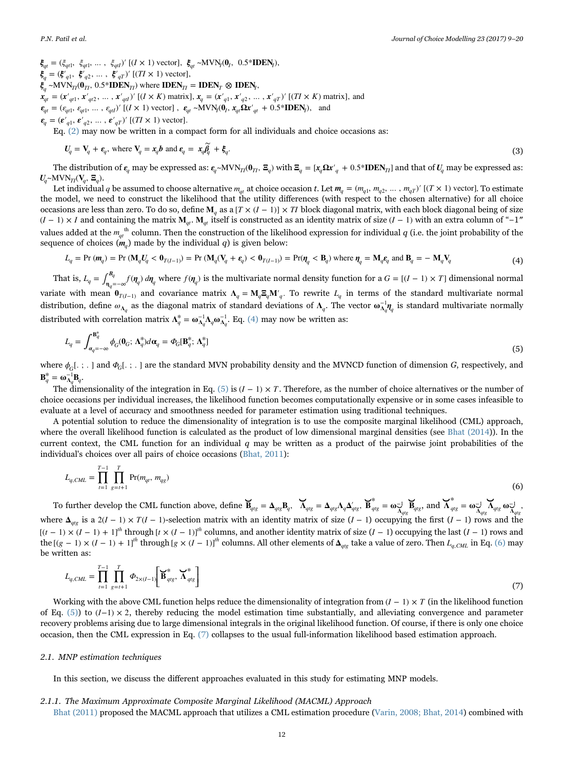$\boldsymbol{\xi}_{qt} = (\xi_{qt1}, \ \xi_{qt1}, \ \ldots, \ \xi_{qtI})'$ [$(I \times 1)$ vector], $\boldsymbol{\xi}_{qt} \sim \text{MVN}_I(\mathbf{0}_I, \ 0.5{*}\mathbf{IDEN}_I)$,
$\boldsymbol{\xi}_q = (\boldsymbol{\xi}'_{q1}, \ \boldsymbol{\xi}'_{q2}, \ \ldots, \ \boldsymbol{\xi}'_{qT})'$ [$(TI \times 1)$ vector],
$\boldsymbol{\xi}_q \sim \text{MVN}_{TI}(\mathbf{0}_{TI}, \ 0.5{*}\mathbf{IDEN}_{TI})$ where $\mathbf{IDEN}_{TI} = \mathbf{IDEN}_T \otimes \mathbf{IDEN}_I$,
$\boldsymbol{x}_{qt} = (\boldsymbol{x}'_{qt1}, \boldsymbol{x}'_{qt2}, \ldots, \boldsymbol{x}'_{qtI})'$ [$(I \times K)$ matrix], $\boldsymbol{x}_q = (\boldsymbol{x}'_{q1}, \boldsymbol{x}'_{q2}, \ldots, \boldsymbol{x}'_{qT})'$ [$(TI \times K)$ matrix], and
$\boldsymbol{\varepsilon}_{qt} = (\varepsilon_{qt1}, \varepsilon_{qt1}, \ldots, \varepsilon_{qtI})'$ [$(I \times 1)$ vector] , $\boldsymbol{\varepsilon}_{qt} \sim \text{MVN}_I(\mathbf{0}_I, \boldsymbol{x}_{qt}\boldsymbol{\Omega}\boldsymbol{x}'_{qt} + 0.5{*}\mathbf{IDEN}_I)$, and
$\boldsymbol{\varepsilon}_q = (\boldsymbol{\varepsilon}'_{q1}, \boldsymbol{\varepsilon}'_{q2}, \ldots, \boldsymbol{\varepsilon}'_{qT})'$ [$(TI \times 1)$ vector].

Eq. (2) may now be written in a compact form for all individuals and choice occasions as:

$$\boldsymbol{U}_q = \mathbf{V}_q + \boldsymbol{\varepsilon}_q, \text{ where } \mathbf{V}_q = \boldsymbol{x}_q \boldsymbol{b} \text{ and } \boldsymbol{\varepsilon}_q = \boldsymbol{x}_q \widetilde{\boldsymbol{\beta}}_q + \boldsymbol{\xi}_q. \tag{3}$$

The distribution of $\boldsymbol{\varepsilon}_q$ may be expressed as: $\boldsymbol{\varepsilon}_q \sim \text{MVN}_{TI}(\mathbf{0}_{TI}, \boldsymbol{\Xi}_q)$ with $\boldsymbol{\Xi}_q = [\boldsymbol{x}_q \boldsymbol{\Omega} \boldsymbol{x}'_q + 0.5{*}\mathbf{IDEN}_{TI}]$ and that of $\boldsymbol{U}_q$ may be expressed as: $\boldsymbol{U}_q \sim \text{MVN}_{TI}(\mathbf{V}_q, \boldsymbol{\Xi}_q)$.

Let individual $q$ be assumed to choose alternative $m_{qt}$ at choice occasion $t$. Let $\boldsymbol{m}_q = (m_{q1}, m_{q2}, \ldots, m_{qT})'$ [$(T \times 1)$ vector]. To estimate the model, we need to construct the likelihood that the utility differences (with respect to the chosen alternative) for all choice occasions are less than zero. To do so, define $\mathbf{M}_q$ as a $[T \times (I-1)] \times TI$ block diagonal matrix, with each block diagonal being of size $(I-1) \times I$ and containing the matrix $\mathbf{M}_{qt}$. $\mathbf{M}_{qt}$ itself is constructed as an identity matrix of size $(I-1)$ with an extra column of "−1" values added at the $m_{qt}$<sup>th</sup> column. Then the construction of the likelihood expression for individual $q$ (i.e. the joint probability of the sequence of choices ($\boldsymbol{m}_q$) made by the individual $q$) is given below:

$$L_q = \Pr(\boldsymbol{m}_q) = \Pr(\mathbf{M}_q \boldsymbol{U}_q < \mathbf{0}_{T(I-1)}) = \Pr(\mathbf{M}_q(\mathbf{V}_q + \boldsymbol{\varepsilon}_q) < \mathbf{0}_{T(I-1)}) = \Pr(\boldsymbol{\eta}_q < \mathbf{B}_q) \text{ where } \boldsymbol{\eta}_q = \mathbf{M}_q \boldsymbol{\varepsilon}_q \text{ and } \mathbf{B}_q = -\mathbf{M}_q \mathbf{V}_q \tag{4}$$

That is, $L_q = \int_{\boldsymbol{\eta}_q=-\infty}^{\mathbf{B}_q} f(\boldsymbol{\eta}_q)\, d\boldsymbol{\eta}_q$ where $f(\boldsymbol{\eta}_q)$ is the multivariate normal density function for a $G = [(I-1) \times T]$ dimensional normal variate with mean $\mathbf{0}_{T(I-1)}$ and covariance matrix $\boldsymbol{\Lambda}_q = \mathbf{M}_q \boldsymbol{\Xi}_q \mathbf{M}'_q$. To rewrite $L_q$ in terms of the standard multivariate normal distribution, define $\omega_{\boldsymbol{\Lambda}_q}$ as the diagonal matrix of standard deviations of $\boldsymbol{\Lambda}_q$. The vector $\boldsymbol{\omega}_{\boldsymbol{\Lambda}_q}^{-1} \boldsymbol{\eta}_q$ is standard multivariate normally distributed with correlation matrix $\boldsymbol{\Lambda}_q^* = \boldsymbol{\omega}_{\boldsymbol{\Lambda}_q}^{-1} \boldsymbol{\Lambda}_q \boldsymbol{\omega}_{\boldsymbol{\Lambda}_q}^{-1}$. Eq. (4) may now be written as:

$$L_q = \int_{\boldsymbol{\alpha}_q=-\infty}^{\mathbf{B}_q^*} \phi_G(\mathbf{0}_G; \boldsymbol{\Lambda}_q^*) d\boldsymbol{\alpha}_q = \Phi_G[\mathbf{B}_q^*; \boldsymbol{\Lambda}_q^*] \tag{5}$$

where $\phi_G[.\,;\,.\,]$ and $\Phi_G[.\,;\,.\,]$ are the standard MVN probability density and the MVNCD function of dimension $G$, respectively, and $\mathbf{B}_q^* = \boldsymbol{\omega}_{\boldsymbol{\Lambda}_q}^{-1} \mathbf{B}_q$.

The dimensionality of the integration in Eq. (5) is $(I-1) \times T$. Therefore, as the number of choice alternatives or the number of choice occasions per individual increases, the likelihood function becomes computationally expensive or in some cases infeasible to evaluate at a level of accuracy and smoothness needed for parameter estimation using traditional techniques.

A potential solution to reduce the dimensionality of integration is to use the composite marginal likelihood (CML) approach, where the overall likelihood function is calculated as the product of low dimensional marginal densities (see Bhat (2014)). In the current context, the CML function for an individual $q$ may be written as a product of the pairwise joint probabilities of the individual's choices over all pairs of choice occasions (Bhat, 2011):

$$L_{q,CML} = \prod_{t=1}^{T-1} \prod_{g=t+1}^{T} \Pr(m_{qt}, m_{qg}) \tag{6}$$

To further develop the CML function above, define $\breve{\mathbf{B}}_{qtg} = \boldsymbol{\Delta}_{qtg} \mathbf{B}_q$, $\breve{\boldsymbol{\Lambda}}_{qtg} = \boldsymbol{\Delta}_{qtg} \boldsymbol{\Lambda}_q \boldsymbol{\Delta}'_{qtg}$, $\breve{\mathbf{B}}^*_{qtg} = \boldsymbol{\omega}_{\breve{\boldsymbol{\Lambda}}_{qtg}}^{-1} \breve{\mathbf{B}}_{qtg}$, and $\breve{\boldsymbol{\Lambda}}^*_{qtg} = \boldsymbol{\omega}_{\breve{\boldsymbol{\Lambda}}_{qtg}}^{-1} \breve{\boldsymbol{\Lambda}}_{qtg} \boldsymbol{\omega}_{\breve{\boldsymbol{\Lambda}}_{qtg}}^{-1}$, where $\boldsymbol{\Delta}_{qtg}$ is a $2(I-1) \times T(I-1)$-selection matrix with an identity matrix of size $(I-1)$ occupying the first $(I-1)$ rows and the $[(t-1) \times (I-1) + 1]^{th}$ through $[t \times (I-1)]^{th}$ columns, and another identity matrix of size $(I-1)$ occupying the last $(I-1)$ rows and the $[(g-1) \times (I-1) + 1]^{th}$ through $[g \times (I-1)]^{th}$ columns. All other elements of $\boldsymbol{\Delta}_{qtg}$ take a value of zero. Then $L_{q,CML}$ in Eq. (6) may be written as:

$$L_{q,CML} = \prod_{t=1}^{T-1} \prod_{g=t+1}^{T} \Phi_{2\times(I-1)}\left[\breve{\mathbf{B}}^*_{qtg}, \breve{\boldsymbol{\Lambda}}^*_{qtg}\right] \tag{7}$$

Working with the above CML function helps reduce the dimensionality of integration from $(I-1) \times T$ (in the likelihood function of Eq. (5)) to $(I-1) \times 2$, thereby reducing the model estimation time substantially, and alleviating convergence and parameter recovery problems arising due to large dimensional integrals in the original likelihood function. Of course, if there is only one choice occasion, then the CML expression in Eq. (7) collapses to the usual full-information likelihood based estimation approach.

### 2.1. MNP estimation techniques

In this section, we discuss the different approaches evaluated in this study for estimating MNP models.

#### 2.1.1. The Maximum Approximate Composite Marginal Likelihood (MACML) Approach

Bhat (2011) proposed the MACML approach that utilizes a CML estimation procedure (Varin, 2008; Bhat, 2014) combined with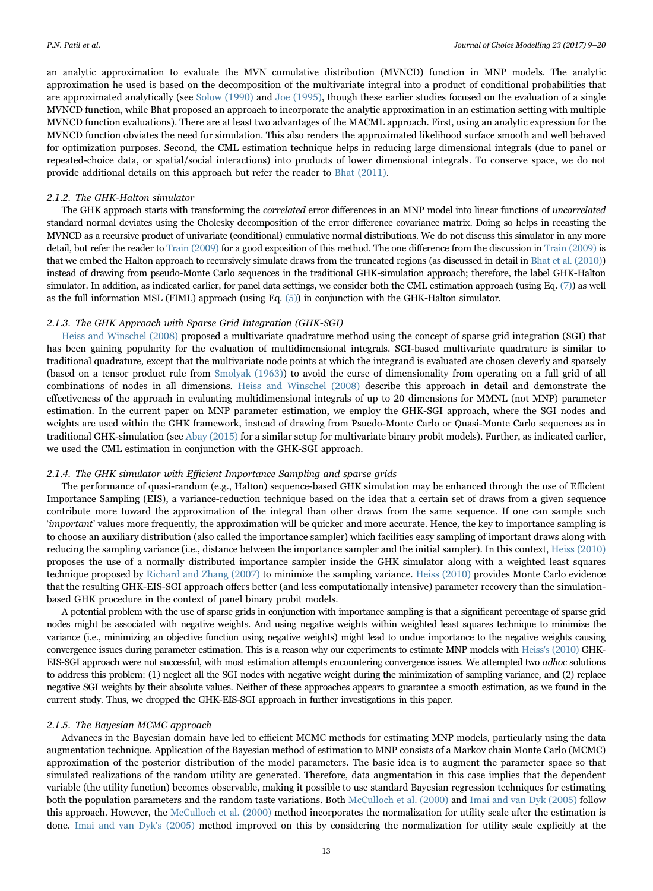an analytic approximation to evaluate the MVN cumulative distribution (MVNCD) function in MNP models. The analytic approximation he used is based on the decomposition of the multivariate integral into a product of conditional probabilities that are approximated analytically (see Solow (1990) and Joe (1995), though these earlier studies focused on the evaluation of a single MVNCD function, while Bhat proposed an approach to incorporate the analytic approximation in an estimation setting with multiple MVNCD function evaluations). There are at least two advantages of the MACML approach. First, using an analytic expression for the MVNCD function obviates the need for simulation. This also renders the approximated likelihood surface smooth and well behaved for optimization purposes. Second, the CML estimation technique helps in reducing large dimensional integrals (due to panel or repeated-choice data, or spatial/social interactions) into products of lower dimensional integrals. To conserve space, we do not provide additional details on this approach but refer the reader to Bhat (2011).

#### 2.1.2. The GHK-Halton simulator

The GHK approach starts with transforming the *correlated* error differences in an MNP model into linear functions of *uncorrelated* standard normal deviates using the Cholesky decomposition of the error difference covariance matrix. Doing so helps in recasting the MVNCD as a recursive product of univariate (conditional) cumulative normal distributions. We do not discuss this simulator in any more detail, but refer the reader to Train (2009) for a good exposition of this method. The one difference from the discussion in Train (2009) is that we embed the Halton approach to recursively simulate draws from the truncated regions (as discussed in detail in Bhat et al. (2010)) instead of drawing from pseudo-Monte Carlo sequences in the traditional GHK-simulation approach; therefore, the label GHK-Halton simulator. In addition, as indicated earlier, for panel data settings, we consider both the CML estimation approach (using Eq. (7)) as well as the full information MSL (FIML) approach (using Eq. (5)) in conjunction with the GHK-Halton simulator.

#### 2.1.3. The GHK Approach with Sparse Grid Integration (GHK-SGI)

Heiss and Winschel (2008) proposed a multivariate quadrature method using the concept of sparse grid integration (SGI) that has been gaining popularity for the evaluation of multidimensional integrals. SGI-based multivariate quadrature is similar to traditional quadrature, except that the multivariate node points at which the integrand is evaluated are chosen cleverly and sparsely (based on a tensor product rule from Smolyak (1963)) to avoid the curse of dimensionality from operating on a full grid of all combinations of nodes in all dimensions. Heiss and Winschel (2008) describe this approach in detail and demonstrate the effectiveness of the approach in evaluating multidimensional integrals of up to 20 dimensions for MMNL (not MNP) parameter estimation. In the current paper on MNP parameter estimation, we employ the GHK-SGI approach, where the SGI nodes and weights are used within the GHK framework, instead of drawing from Psuedo-Monte Carlo or Quasi-Monte Carlo sequences as in traditional GHK-simulation (see Abay (2015) for a similar setup for multivariate binary probit models). Further, as indicated earlier, we used the CML estimation in conjunction with the GHK-SGI approach.

#### 2.1.4. The GHK simulator with Efficient Importance Sampling and sparse grids

The performance of quasi-random (e.g., Halton) sequence-based GHK simulation may be enhanced through the use of Efficient Importance Sampling (EIS), a variance-reduction technique based on the idea that a certain set of draws from a given sequence contribute more toward the approximation of the integral than other draws from the same sequence. If one can sample such '*important*' values more frequently, the approximation will be quicker and more accurate. Hence, the key to importance sampling is to choose an auxiliary distribution (also called the importance sampler) which facilities easy sampling of important draws along with reducing the sampling variance (i.e., distance between the importance sampler and the initial sampler). In this context, Heiss (2010) proposes the use of a normally distributed importance sampler inside the GHK simulator along with a weighted least squares technique proposed by Richard and Zhang (2007) to minimize the sampling variance. Heiss (2010) provides Monte Carlo evidence that the resulting GHK-EIS-SGI approach offers better (and less computationally intensive) parameter recovery than the simulation-based GHK procedure in the context of panel binary probit models.

A potential problem with the use of sparse grids in conjunction with importance sampling is that a significant percentage of sparse grid nodes might be associated with negative weights. And using negative weights within weighted least squares technique to minimize the variance (i.e., minimizing an objective function using negative weights) might lead to undue importance to the negative weights causing convergence issues during parameter estimation. This is a reason why our experiments to estimate MNP models with Heiss's (2010) GHK-EIS-SGI approach were not successful, with most estimation attempts encountering convergence issues. We attempted two *adhoc* solutions to address this problem: (1) neglect all the SGI nodes with negative weight during the minimization of sampling variance, and (2) replace negative SGI weights by their absolute values. Neither of these approaches appears to guarantee a smooth estimation, as we found in the current study. Thus, we dropped the GHK-EIS-SGI approach in further investigations in this paper.

#### 2.1.5. The Bayesian MCMC approach

Advances in the Bayesian domain have led to efficient MCMC methods for estimating MNP models, particularly using the data augmentation technique. Application of the Bayesian method of estimation to MNP consists of a Markov chain Monte Carlo (MCMC) approximation of the posterior distribution of the model parameters. The basic idea is to augment the parameter space so that simulated realizations of the random utility are generated. Therefore, data augmentation in this case implies that the dependent variable (the utility function) becomes observable, making it possible to use standard Bayesian regression techniques for estimating both the population parameters and the random taste variations. Both McCulloch et al. (2000) and Imai and van Dyk (2005) follow this approach. However, the McCulloch et al. (2000) method incorporates the normalization for utility scale after the estimation is done. Imai and van Dyk's (2005) method improved on this by considering the normalization for utility scale explicitly at the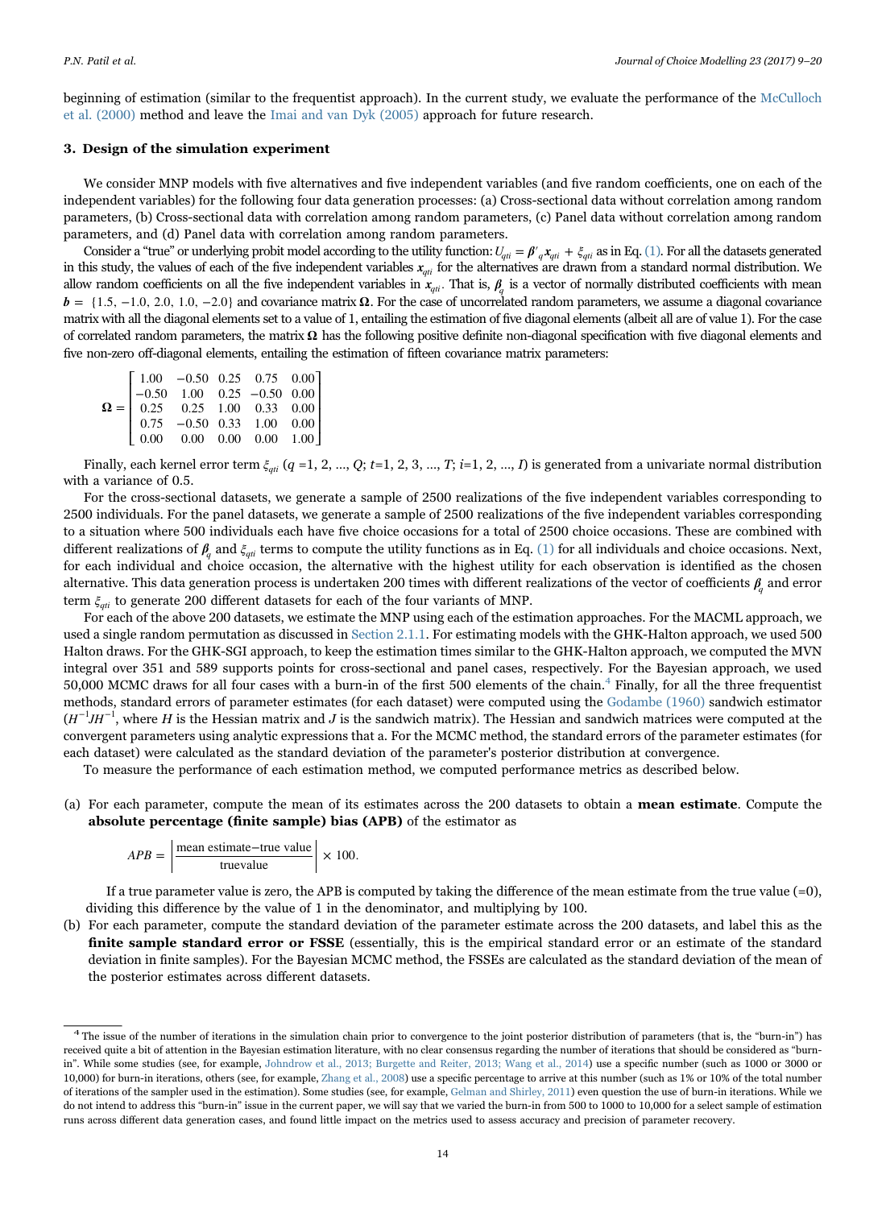beginning of estimation (similar to the frequentist approach). In the current study, we evaluate the performance of the McCulloch et al. (2000) method and leave the Imai and van Dyk (2005) approach for future research.

## 3. Design of the simulation experiment

We consider MNP models with five alternatives and five independent variables (and five random coefficients, one on each of the independent variables) for the following four data generation processes: (a) Cross-sectional data without correlation among random parameters, (b) Cross-sectional data with correlation among random parameters, (c) Panel data without correlation among random parameters, and (d) Panel data with correlation among random parameters.

Consider a "true" or underlying probit model according to the utility function: $U_{qti} = \beta'_q x_{qti} + \xi_{qti}$ as in Eq. (1). For all the datasets generated in this study, the values of each of the five independent variables $x_{qti}$ for the alternatives are drawn from a standard normal distribution. We allow random coefficients on all the five independent variables in $x_{qti}$. That is, $\beta_q$ is a vector of normally distributed coefficients with mean $b = \{1.5, -1.0, 2.0, 1.0, -2.0\}$ and covariance matrix $\Omega$. For the case of uncorrelated random parameters, we assume a diagonal covariance matrix with all the diagonal elements set to a value of 1, entailing the estimation of five diagonal elements (albeit all are of value 1). For the case of correlated random parameters, the matrix $\Omega$ has the following positive definite non-diagonal specification with five diagonal elements and five non-zero off-diagonal elements, entailing the estimation of fifteen covariance matrix parameters:

$$\Omega = \begin{bmatrix} 1.00 & -0.50 & 0.25 & 0.75 & 0.00 \\ -0.50 & 1.00 & 0.25 & -0.50 & 0.00 \\ 0.25 & 0.25 & 1.00 & 0.33 & 0.00 \\ 0.75 & -0.50 & 0.33 & 1.00 & 0.00 \\ 0.00 & 0.00 & 0.00 & 0.00 & 1.00 \end{bmatrix}$$

Finally, each kernel error term $\xi_{qti}$ ($q = 1, 2, ..., Q$; $t = 1, 2, 3, ..., T$; $i = 1, 2, ..., I$) is generated from a univariate normal distribution with a variance of 0.5.

For the cross-sectional datasets, we generate a sample of 2500 realizations of the five independent variables corresponding to 2500 individuals. For the panel datasets, we generate a sample of 2500 realizations of the five independent variables corresponding to a situation where 500 individuals each have five choice occasions for a total of 2500 choice occasions. These are combined with different realizations of $\beta_q$ and $\xi_{qti}$ terms to compute the utility functions as in Eq. (1) for all individuals and choice occasions. Next, for each individual and choice occasion, the alternative with the highest utility for each observation is identified as the chosen alternative. This data generation process is undertaken 200 times with different realizations of the vector of coefficients $\beta_q$ and error term $\xi_{qti}$ to generate 200 different datasets for each of the four variants of MNP.

For each of the above 200 datasets, we estimate the MNP using each of the estimation approaches. For the MACML approach, we used a single random permutation as discussed in Section 2.1.1. For estimating models with the GHK-Halton approach, we used 500 Halton draws. For the GHK-SGI approach, to keep the estimation times similar to the GHK-Halton approach, we computed the MVN integral over 351 and 589 supports points for cross-sectional and panel cases, respectively. For the Bayesian approach, we used 50,000 MCMC draws for all four cases with a burn-in of the first 500 elements of the chain.[4] Finally, for all the three frequentist methods, standard errors of parameter estimates (for each dataset) were computed using the Godambe (1960) sandwich estimator ($H^{-1}JH^{-1}$, where $H$ is the Hessian matrix and $J$ is the sandwich matrix). The Hessian and sandwich matrices were computed at the convergent parameters using analytic expressions that a. For the MCMC method, the standard errors of the parameter estimates (for each dataset) were calculated as the standard deviation of the parameter's posterior distribution at convergence.

To measure the performance of each estimation method, we computed performance metrics as described below.

(a) For each parameter, compute the mean of its estimates across the 200 datasets to obtain a **mean estimate**. Compute the **absolute percentage (finite sample) bias (APB)** of the estimator as

$$APB = \left| \frac{\text{mean estimate} - \text{true value}}{\text{truevalue}} \right| \times 100.$$

If a true parameter value is zero, the APB is computed by taking the difference of the mean estimate from the true value (=0), dividing this difference by the value of 1 in the denominator, and multiplying by 100.

(b) For each parameter, compute the standard deviation of the parameter estimate across the 200 datasets, and label this as the **finite sample standard error or FSSE** (essentially, this is the empirical standard error or an estimate of the standard deviation in finite samples). For the Bayesian MCMC method, the FSSEs are calculated as the standard deviation of the mean of the posterior estimates across different datasets.

---

[4] The issue of the number of iterations in the simulation chain prior to convergence to the joint posterior distribution of parameters (that is, the "burn-in") has received quite a bit of attention in the Bayesian estimation literature, with no clear consensus regarding the number of iterations that should be considered as "burn-in". While some studies (see, for example, Johndrow et al., 2013; Burgette and Reiter, 2013; Wang et al., 2014) use a specific number (such as 1000 or 3000 or 10,000) for burn-in iterations, others (see, for example, Zhang et al., 2008) use a specific percentage to arrive at this number (such as 1% or 10% of the total number of iterations of the sampler used in the estimation). Some studies (see, for example, Gelman and Shirley, 2011) even question the use of burn-in iterations. While we do not intend to address this "burn-in" issue in the current paper, we will say that we varied the burn-in from 500 to 1000 to 10,000 for a select sample of estimation runs across different data generation cases, and found little impact on the metrics used to assess accuracy and precision of parameter recovery.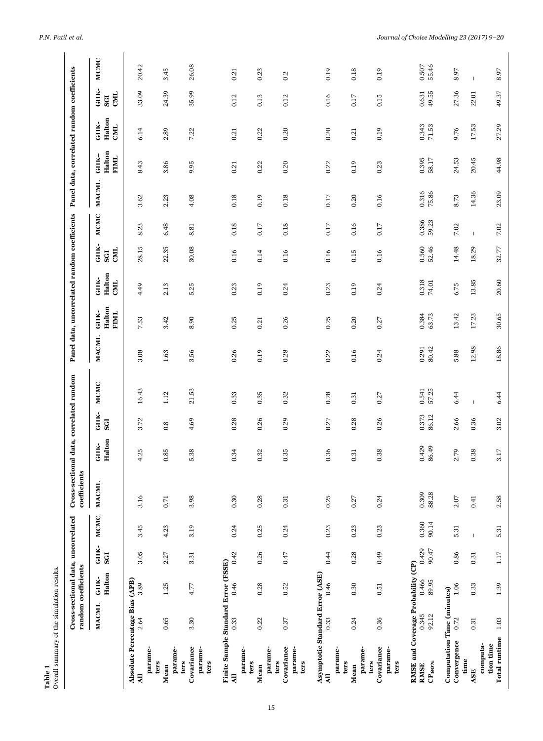**Table 1**
Overall summary of the simulation results.

| | Cross-sectional data, uncorrelated random coefficients | | | | Cross-sectional data, correlated random coefficients | | | | Panel data, uncorrelated random coefficients | | | | | Panel data, correlated random coefficients | | | | |
|---|---|---|---|---|---|---|---|---|---|---|---|---|---|---|---|---|---|---|
| | MACML | GHK-Halton | GHK-SGI | MCMC | MACML | GHK-Halton | GHK-SGI | MCMC | MACML | GHK-Halton FIML | GHK-Halton CML | GHK-SGI CML | MCMC | MACML | GHK–Halton FIML | GHK-Halton CML | GHK-SGI CML | MCMC |
| **Absolute Percentage Bias (APB)** | | | | | | | | | | | | | | | | | | |
| **All** parameters | 2.64 | 3.89 | 3.05 | 3.45 | 3.16 | 4.25 | 3.72 | 16.43 | 3.08 | 7.53 | 4.49 | 28.15 | 8.23 | 3.62 | 8.43 | 6.14 | 33.09 | 20.42 |
| **Mean** parameters | 0.65 | 1.25 | 2.27 | 4.23 | 0.71 | 0.85 | 0.8 | 1.12 | 1.63 | 3.42 | 2.13 | 22.35 | 6.48 | 2.23 | 3.86 | 2.89 | 24.39 | 3.45 |
| **Covariance** parameters | 3.30 | 4.77 | 3.31 | 3.19 | 3.98 | 5.38 | 4.69 | 21.53 | 3.56 | 8.90 | 5.25 | 30.08 | 8.81 | 4.08 | 9.95 | 7.22 | 35.99 | 26.08 |
| **Finite Sample Standard Error (FSSE)** | | | | | | | | | | | | | | | | | | |
| **All** parameters | 0.33 | 0.46 | 0.42 | 0.24 | 0.30 | 0.34 | 0.28 | 0.33 | 0.26 | 0.25 | 0.23 | 0.16 | 0.18 | 0.18 | 0.21 | 0.21 | 0.12 | 0.21 |
| **Mean** parameters | 0.22 | 0.28 | 0.26 | 0.25 | 0.28 | 0.32 | 0.26 | 0.35 | 0.19 | 0.21 | 0.19 | 0.14 | 0.17 | 0.19 | 0.22 | 0.22 | 0.13 | 0.23 |
| **Covariance** parameters | 0.37 | 0.52 | 0.47 | 0.24 | 0.31 | 0.35 | 0.29 | 0.32 | 0.28 | 0.26 | 0.24 | 0.16 | 0.18 | 0.18 | 0.20 | 0.20 | 0.12 | 0.2 |
| **Asymptotic Standard Error (ASE)** | | | | | | | | | | | | | | | | | | |
| **All** parameters | 0.33 | 0.46 | 0.44 | 0.23 | 0.25 | 0.36 | 0.27 | 0.28 | 0.22 | 0.25 | 0.23 | 0.16 | 0.17 | 0.17 | 0.22 | 0.20 | 0.16 | 0.19 |
| **Mean** parameters | 0.24 | 0.30 | 0.28 | 0.23 | 0.27 | 0.31 | 0.28 | 0.31 | 0.16 | 0.20 | 0.19 | 0.15 | 0.16 | 0.20 | 0.19 | 0.21 | 0.17 | 0.18 |
| **Covariance** parameters | 0.36 | 0.51 | 0.49 | 0.23 | 0.24 | 0.38 | 0.26 | 0.27 | 0.24 | 0.27 | 0.24 | 0.16 | 0.17 | 0.16 | 0.23 | 0.19 | 0.15 | 0.19 |
| **RMSE and Coverage Probability (CP)** | | | | | | | | | | | | | | | | | | |
| **RMSE** | 0.345 | 0.466 | 0.429 | 0.360 | 0.309 | 0.429 | 0.373 | 0.541 | 0.291 | 0.384 | 0.318 | 0.560 | 0.386 | 0.316 | 0.395 | 0.343 | 0.631 | 0.507 |
| **$CP_{80\%}$** | 92.12 | 89.95 | 90.47 | 90.14 | 88.28 | 86.49 | 86.12 | 57.25 | 80.42 | 63.73 | 74.01 | 52.46 | 59.23 | 75.86 | 58.17 | 71.53 | 49.55 | 55.46 |
| **Computation Time (minutes)** | | | | | | | | | | | | | | | | | | |
| **Convergence time** | 0.72 | 1.06 | 0.86 | 5.31 | 2.07 | 2.79 | 2.66 | 6.44 | 5.88 | 13.42 | 6.75 | 14.48 | 7.02 | 8.73 | 24.53 | 9.76 | 27.36 | 8.97 |
| **ASE computation time** | 0.31 | 0.33 | 0.31 | – | 0.41 | 0.38 | 0.36 | – | 12.98 | 17.23 | 13.85 | 18.29 | – | 14.36 | 20.45 | 17.53 | 22.01 | – |
| **Total runtime** | 1.03 | 1.39 | 1.17 | 5.31 | 2.58 | 3.17 | 3.02 | 6.44 | 18.86 | 30.65 | 20.60 | 32.77 | 7.02 | 23.09 | 44.98 | 27.29 | 49.37 | 8.97 |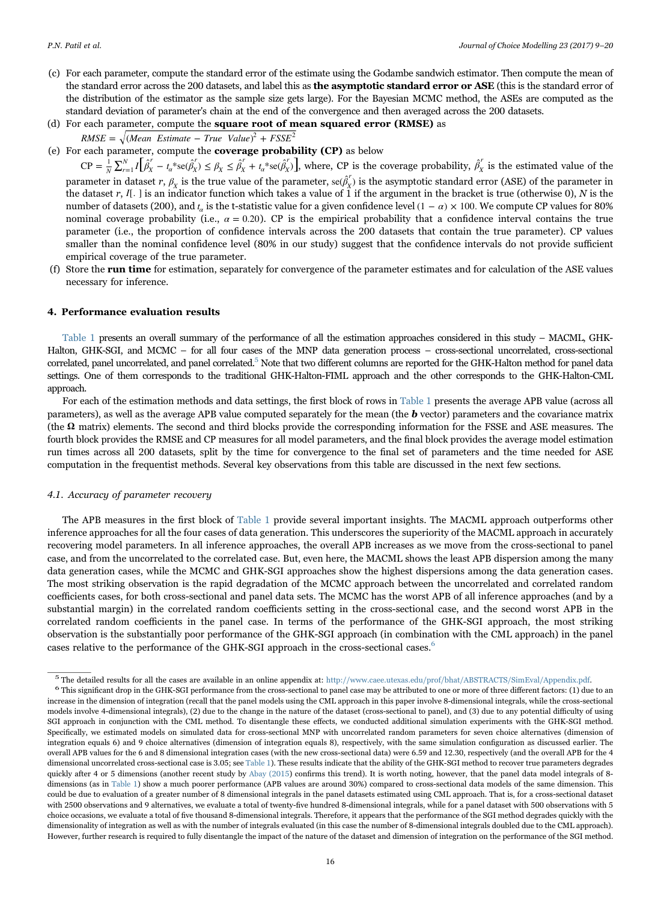(c) For each parameter, compute the standard error of the estimate using the Godambe sandwich estimator. Then compute the mean of the standard error across the 200 datasets, and label this as **the asymptotic standard error or ASE** (this is the standard error of the distribution of the estimator as the sample size gets large). For the Bayesian MCMC method, the ASEs are computed as the standard deviation of parameter's chain at the end of the convergence and then averaged across the 200 datasets.

(d) For each parameter, compute the **square root of mean squared error (RMSE)** as

$$RMSE = \sqrt{(Mean\ \ Estimate - True\ \ Value)^2 + FSSE^2}$$

(e) For each parameter, compute the **coverage probability (CP)** as below

$\text{CP} = \frac{1}{N}\sum_{r=1}^{N} I\left[\hat{\beta}_X^r - t_\alpha * \text{se}(\hat{\beta}_X^r) \le \beta_X \le \hat{\beta}_X^r + t_\alpha * \text{se}(\hat{\beta}_X^r)\right]$, where, CP is the coverage probability, $\hat{\beta}_X^r$ is the estimated value of the parameter in dataset $r$, $\beta_X$ is the true value of the parameter, $\text{se}(\hat{\beta}_X^r)$ is the asymptotic standard error (ASE) of the parameter in the dataset $r$, $I[.]$ is an indicator function which takes a value of 1 if the argument in the bracket is true (otherwise 0), $N$ is the number of datasets (200), and $t_\alpha$ is the t-statistic value for a given confidence level $(1-\alpha)\times 100$. We compute CP values for 80% nominal coverage probability (i.e., $\alpha = 0.20$). CP is the empirical probability that a confidence interval contains the true parameter (i.e., the proportion of confidence intervals across the 200 datasets that contain the true parameter). CP values smaller than the nominal confidence level (80% in our study) suggest that the confidence intervals do not provide sufficient empirical coverage of the true parameter.

(f) Store the **run time** for estimation, separately for convergence of the parameter estimates and for calculation of the ASE values necessary for inference.

## 4. Performance evaluation results

Table 1 presents an overall summary of the performance of all the estimation approaches considered in this study – MACML, GHK-Halton, GHK-SGI, and MCMC – for all four cases of the MNP data generation process – cross-sectional uncorrelated, cross-sectional correlated, panel uncorrelated, and panel correlated.[5] Note that two different columns are reported for the GHK-Halton method for panel data settings. One of them corresponds to the traditional GHK-Halton-FIML approach and the other corresponds to the GHK-Halton-CML approach.

For each of the estimation methods and data settings, the first block of rows in Table 1 presents the average APB value (across all parameters), as well as the average APB value computed separately for the mean (the ***b*** vector) parameters and the covariance matrix (the **Ω** matrix) elements. The second and third blocks provide the corresponding information for the FSSE and ASE measures. The fourth block provides the RMSE and CP measures for all model parameters, and the final block provides the average model estimation run times across all 200 datasets, split by the time for convergence to the final set of parameters and the time needed for ASE computation in the frequentist methods. Several key observations from this table are discussed in the next few sections.

### 4.1. Accuracy of parameter recovery

The APB measures in the first block of Table 1 provide several important insights. The MACML approach outperforms other inference approaches for all the four cases of data generation. This underscores the superiority of the MACML approach in accurately recovering model parameters. In all inference approaches, the overall APB increases as we move from the cross-sectional to panel case, and from the uncorrelated to the correlated case. But, even here, the MACML shows the least APB dispersion among the many data generation cases, while the MCMC and GHK-SGI approaches show the highest dispersions among the data generation cases. The most striking observation is the rapid degradation of the MCMC approach between the uncorrelated and correlated random coefficients cases, for both cross-sectional and panel data sets. The MCMC has the worst APB of all inference approaches (and by a substantial margin) in the correlated random coefficients setting in the cross-sectional case, and the second worst APB in the correlated random coefficients in the panel case. In terms of the performance of the GHK-SGI approach, the most striking observation is the substantially poor performance of the GHK-SGI approach (in combination with the CML approach) in the panel cases relative to the performance of the GHK-SGI approach in the cross-sectional cases.[6]

---

[5] The detailed results for all the cases are available in an online appendix at: http://www.caee.utexas.edu/prof/bhat/ABSTRACTS/SimEval/Appendix.pdf.

[6] This significant drop in the GHK-SGI performance from the cross-sectional to panel case may be attributed to one or more of three different factors: (1) due to an increase in the dimension of integration (recall that the panel models using the CML approach in this paper involve 8-dimensional integrals, while the cross-sectional models involve 4-dimensional integrals), (2) due to the change in the nature of the dataset (cross-sectional to panel), and (3) due to any potential difficulty of using SGI approach in conjunction with the CML method. To disentangle these effects, we conducted additional simulation experiments with the GHK-SGI method. Specifically, we estimated models on simulated data for cross-sectional MNP with uncorrelated random parameters for seven choice alternatives (dimension of integration equals 6) and 9 choice alternatives (dimension of integration equals 8), respectively, with the same simulation configuration as discussed earlier. The overall APB values for the 6 and 8 dimensional integration cases (with the new cross-sectional data) were 6.59 and 12.30, respectively (and the overall APB for the 4 dimensional uncorrelated cross-sectional case is 3.05; see Table 1). These results indicate that the ability of the GHK-SGI method to recover true parameters degrades quickly after 4 or 5 dimensions (another recent study by Abay (2015) confirms this trend). It is worth noting, however, that the panel data model integrals of 8-dimensions (as in Table 1) show a much poorer performance (APB values are around 30%) compared to cross-sectional data models of the same dimension. This could be due to evaluation of a greater number of 8 dimensional integrals in the panel datasets estimated using CML approach. That is, for a cross-sectional dataset with 2500 observations and 9 alternatives, we evaluate a total of twenty-five hundred 8-dimensional integrals, while for a panel dataset with 500 observations with 5 choice occasions, we evaluate a total of five thousand 8-dimensional integrals. Therefore, it appears that the performance of the SGI method degrades quickly with the dimensionality of integration as well as with the number of integrals evaluated (in this case the number of 8-dimensional integrals doubled due to the CML approach). However, further research is required to fully disentangle the impact of the nature of the dataset and dimension of integration on the performance of the SGI method.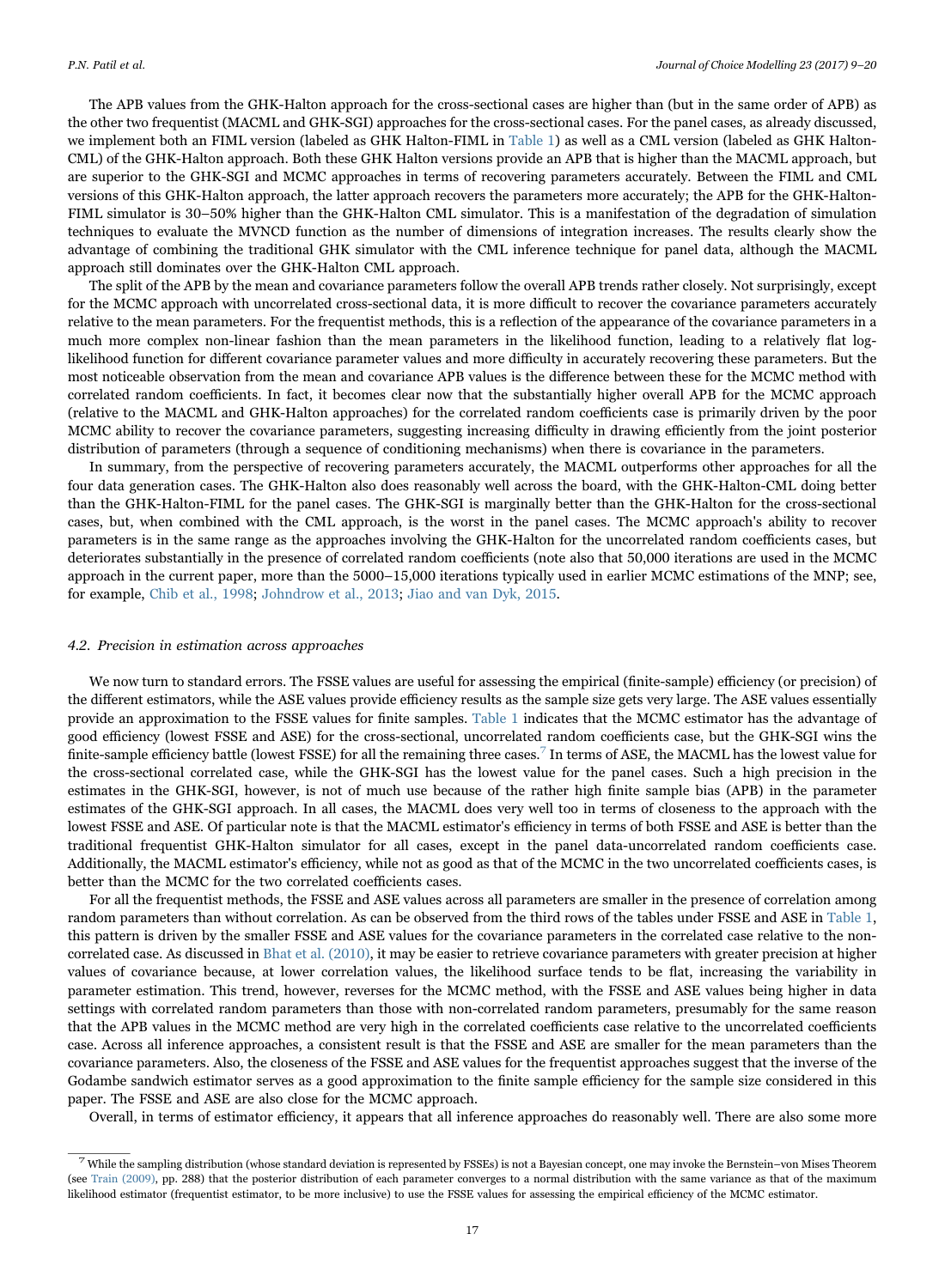The APB values from the GHK-Halton approach for the cross-sectional cases are higher than (but in the same order of APB) as the other two frequentist (MACML and GHK-SGI) approaches for the cross-sectional cases. For the panel cases, as already discussed, we implement both an FIML version (labeled as GHK Halton-FIML in Table 1) as well as a CML version (labeled as GHK Halton-CML) of the GHK-Halton approach. Both these GHK Halton versions provide an APB that is higher than the MACML approach, but are superior to the GHK-SGI and MCMC approaches in terms of recovering parameters accurately. Between the FIML and CML versions of this GHK-Halton approach, the latter approach recovers the parameters more accurately; the APB for the GHK-Halton-FIML simulator is 30–50% higher than the GHK-Halton CML simulator. This is a manifestation of the degradation of simulation techniques to evaluate the MVNCD function as the number of dimensions of integration increases. The results clearly show the advantage of combining the traditional GHK simulator with the CML inference technique for panel data, although the MACML approach still dominates over the GHK-Halton CML approach.

The split of the APB by the mean and covariance parameters follow the overall APB trends rather closely. Not surprisingly, except for the MCMC approach with uncorrelated cross-sectional data, it is more difficult to recover the covariance parameters accurately relative to the mean parameters. For the frequentist methods, this is a reflection of the appearance of the covariance parameters in a much more complex non-linear fashion than the mean parameters in the likelihood function, leading to a relatively flat log-likelihood function for different covariance parameter values and more difficulty in accurately recovering these parameters. But the most noticeable observation from the mean and covariance APB values is the difference between these for the MCMC method with correlated random coefficients. In fact, it becomes clear now that the substantially higher overall APB for the MCMC approach (relative to the MACML and GHK-Halton approaches) for the correlated random coefficients case is primarily driven by the poor MCMC ability to recover the covariance parameters, suggesting increasing difficulty in drawing efficiently from the joint posterior distribution of parameters (through a sequence of conditioning mechanisms) when there is covariance in the parameters.

In summary, from the perspective of recovering parameters accurately, the MACML outperforms other approaches for all the four data generation cases. The GHK-Halton also does reasonably well across the board, with the GHK-Halton-CML doing better than the GHK-Halton-FIML for the panel cases. The GHK-SGI is marginally better than the GHK-Halton for the cross-sectional cases, but, when combined with the CML approach, is the worst in the panel cases. The MCMC approach's ability to recover parameters is in the same range as the approaches involving the GHK-Halton for the uncorrelated random coefficients cases, but deteriorates substantially in the presence of correlated random coefficients (note also that 50,000 iterations are used in the MCMC approach in the current paper, more than the 5000–15,000 iterations typically used in earlier MCMC estimations of the MNP; see, for example, Chib et al., 1998; Johndrow et al., 2013; Jiao and van Dyk, 2015.

### 4.2. Precision in estimation across approaches

We now turn to standard errors. The FSSE values are useful for assessing the empirical (finite-sample) efficiency (or precision) of the different estimators, while the ASE values provide efficiency results as the sample size gets very large. The ASE values essentially provide an approximation to the FSSE values for finite samples. Table 1 indicates that the MCMC estimator has the advantage of good efficiency (lowest FSSE and ASE) for the cross-sectional, uncorrelated random coefficients case, but the GHK-SGI wins the finite-sample efficiency battle (lowest FSSE) for all the remaining three cases.[7] In terms of ASE, the MACML has the lowest value for the cross-sectional correlated case, while the GHK-SGI has the lowest value for the panel cases. Such a high precision in the estimates in the GHK-SGI, however, is not of much use because of the rather high finite sample bias (APB) in the parameter estimates of the GHK-SGI approach. In all cases, the MACML does very well too in terms of closeness to the approach with the lowest FSSE and ASE. Of particular note is that the MACML estimator's efficiency in terms of both FSSE and ASE is better than the traditional frequentist GHK-Halton simulator for all cases, except in the panel data-uncorrelated random coefficients case. Additionally, the MACML estimator's efficiency, while not as good as that of the MCMC in the two uncorrelated coefficients cases, is better than the MCMC for the two correlated coefficients cases.

For all the frequentist methods, the FSSE and ASE values across all parameters are smaller in the presence of correlation among random parameters than without correlation. As can be observed from the third rows of the tables under FSSE and ASE in Table 1, this pattern is driven by the smaller FSSE and ASE values for the covariance parameters in the correlated case relative to the non-correlated case. As discussed in Bhat et al. (2010), it may be easier to retrieve covariance parameters with greater precision at higher values of covariance because, at lower correlation values, the likelihood surface tends to be flat, increasing the variability in parameter estimation. This trend, however, reverses for the MCMC method, with the FSSE and ASE values being higher in data settings with correlated random parameters than those with non-correlated random parameters, presumably for the same reason that the APB values in the MCMC method are very high in the correlated coefficients case relative to the uncorrelated coefficients case. Across all inference approaches, a consistent result is that the FSSE and ASE are smaller for the mean parameters than the covariance parameters. Also, the closeness of the FSSE and ASE values for the frequentist approaches suggest that the inverse of the Godambe sandwich estimator serves as a good approximation to the finite sample efficiency for the sample size considered in this paper. The FSSE and ASE are also close for the MCMC approach.

Overall, in terms of estimator efficiency, it appears that all inference approaches do reasonably well. There are also some more

---

[7] While the sampling distribution (whose standard deviation is represented by FSSEs) is not a Bayesian concept, one may invoke the Bernstein–von Mises Theorem (see Train (2009), pp. 288) that the posterior distribution of each parameter converges to a normal distribution with the same variance as that of the maximum likelihood estimator (frequentist estimator, to be more inclusive) to use the FSSE values for assessing the empirical efficiency of the MCMC estimator.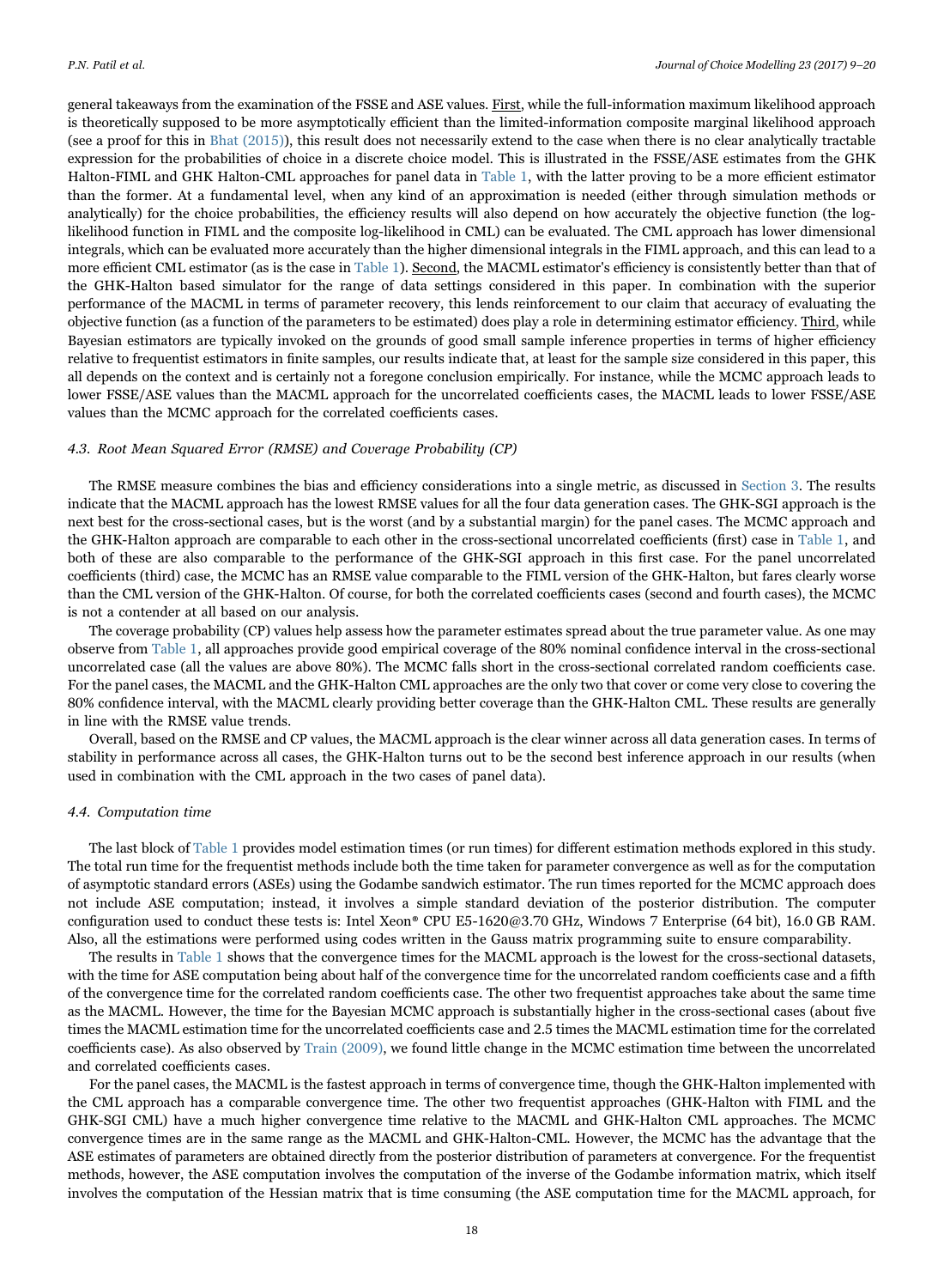general takeaways from the examination of the FSSE and ASE values. First, while the full-information maximum likelihood approach is theoretically supposed to be more asymptotically efficient than the limited-information composite marginal likelihood approach (see a proof for this in Bhat (2015)), this result does not necessarily extend to the case when there is no clear analytically tractable expression for the probabilities of choice in a discrete choice model. This is illustrated in the FSSE/ASE estimates from the GHK Halton-FIML and GHK Halton-CML approaches for panel data in Table 1, with the latter proving to be a more efficient estimator than the former. At a fundamental level, when any kind of an approximation is needed (either through simulation methods or analytically) for the choice probabilities, the efficiency results will also depend on how accurately the objective function (the log-likelihood function in FIML and the composite log-likelihood in CML) can be evaluated. The CML approach has lower dimensional integrals, which can be evaluated more accurately than the higher dimensional integrals in the FIML approach, and this can lead to a more efficient CML estimator (as is the case in Table 1). Second, the MACML estimator's efficiency is consistently better than that of the GHK-Halton based simulator for the range of data settings considered in this paper. In combination with the superior performance of the MACML in terms of parameter recovery, this lends reinforcement to our claim that accuracy of evaluating the objective function (as a function of the parameters to be estimated) does play a role in determining estimator efficiency. Third, while Bayesian estimators are typically invoked on the grounds of good small sample inference properties in terms of higher efficiency relative to frequentist estimators in finite samples, our results indicate that, at least for the sample size considered in this paper, this all depends on the context and is certainly not a foregone conclusion empirically. For instance, while the MCMC approach leads to lower FSSE/ASE values than the MACML approach for the uncorrelated coefficients cases, the MACML leads to lower FSSE/ASE values than the MCMC approach for the correlated coefficients cases.

### 4.3. Root Mean Squared Error (RMSE) and Coverage Probability (CP)

The RMSE measure combines the bias and efficiency considerations into a single metric, as discussed in Section 3. The results indicate that the MACML approach has the lowest RMSE values for all the four data generation cases. The GHK-SGI approach is the next best for the cross-sectional cases, but is the worst (and by a substantial margin) for the panel cases. The MCMC approach and the GHK-Halton approach are comparable to each other in the cross-sectional uncorrelated coefficients (first) case in Table 1, and both of these are also comparable to the performance of the GHK-SGI approach in this first case. For the panel uncorrelated coefficients (third) case, the MCMC has an RMSE value comparable to the FIML version of the GHK-Halton, but fares clearly worse than the CML version of the GHK-Halton. Of course, for both the correlated coefficients cases (second and fourth cases), the MCMC is not a contender at all based on our analysis.

The coverage probability (CP) values help assess how the parameter estimates spread about the true parameter value. As one may observe from Table 1, all approaches provide good empirical coverage of the 80% nominal confidence interval in the cross-sectional uncorrelated case (all the values are above 80%). The MCMC falls short in the cross-sectional correlated random coefficients case. For the panel cases, the MACML and the GHK-Halton CML approaches are the only two that cover or come very close to covering the 80% confidence interval, with the MACML clearly providing better coverage than the GHK-Halton CML. These results are generally in line with the RMSE value trends.

Overall, based on the RMSE and CP values, the MACML approach is the clear winner across all data generation cases. In terms of stability in performance across all cases, the GHK-Halton turns out to be the second best inference approach in our results (when used in combination with the CML approach in the two cases of panel data).

### 4.4. Computation time

The last block of Table 1 provides model estimation times (or run times) for different estimation methods explored in this study. The total run time for the frequentist methods include both the time taken for parameter convergence as well as for the computation of asymptotic standard errors (ASEs) using the Godambe sandwich estimator. The run times reported for the MCMC approach does not include ASE computation; instead, it involves a simple standard deviation of the posterior distribution. The computer configuration used to conduct these tests is: Intel Xeon® CPU E5-1620@3.70 GHz, Windows 7 Enterprise (64 bit), 16.0 GB RAM. Also, all the estimations were performed using codes written in the Gauss matrix programming suite to ensure comparability.

The results in Table 1 shows that the convergence times for the MACML approach is the lowest for the cross-sectional datasets, with the time for ASE computation being about half of the convergence time for the uncorrelated random coefficients case and a fifth of the convergence time for the correlated random coefficients case. The other two frequentist approaches take about the same time as the MACML. However, the time for the Bayesian MCMC approach is substantially higher in the cross-sectional cases (about five times the MACML estimation time for the uncorrelated coefficients case and 2.5 times the MACML estimation time for the correlated coefficients case). As also observed by Train (2009), we found little change in the MCMC estimation time between the uncorrelated and correlated coefficients cases.

For the panel cases, the MACML is the fastest approach in terms of convergence time, though the GHK-Halton implemented with the CML approach has a comparable convergence time. The other two frequentist approaches (GHK-Halton with FIML and the GHK-SGI CML) have a much higher convergence time relative to the MACML and GHK-Halton CML approaches. The MCMC convergence times are in the same range as the MACML and GHK-Halton-CML. However, the MCMC has the advantage that the ASE estimates of parameters are obtained directly from the posterior distribution of parameters at convergence. For the frequentist methods, however, the ASE computation involves the computation of the inverse of the Godambe information matrix, which itself involves the computation of the Hessian matrix that is time consuming (the ASE computation time for the MACML approach, for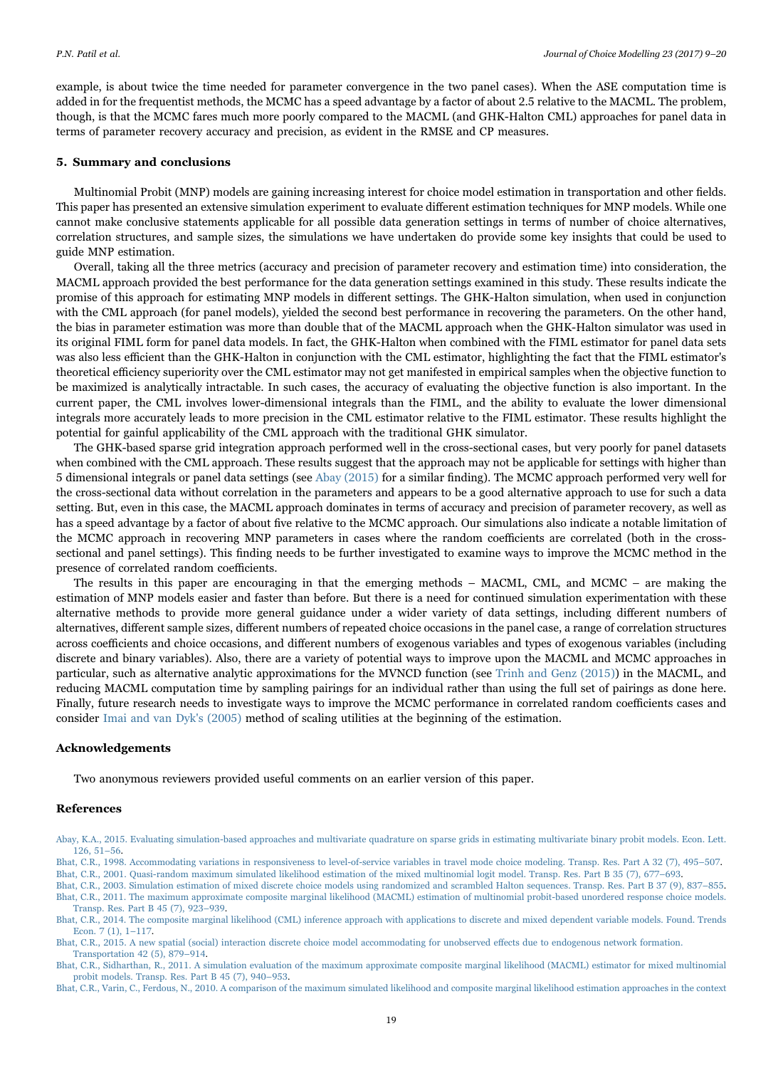example, is about twice the time needed for parameter convergence in the two panel cases). When the ASE computation time is added in for the frequentist methods, the MCMC has a speed advantage by a factor of about 2.5 relative to the MACML. The problem, though, is that the MCMC fares much more poorly compared to the MACML (and GHK-Halton CML) approaches for panel data in terms of parameter recovery accuracy and precision, as evident in the RMSE and CP measures.

## 5. Summary and conclusions

Multinomial Probit (MNP) models are gaining increasing interest for choice model estimation in transportation and other fields. This paper has presented an extensive simulation experiment to evaluate different estimation techniques for MNP models. While one cannot make conclusive statements applicable for all possible data generation settings in terms of number of choice alternatives, correlation structures, and sample sizes, the simulations we have undertaken do provide some key insights that could be used to guide MNP estimation.

Overall, taking all the three metrics (accuracy and precision of parameter recovery and estimation time) into consideration, the MACML approach provided the best performance for the data generation settings examined in this study. These results indicate the promise of this approach for estimating MNP models in different settings. The GHK-Halton simulation, when used in conjunction with the CML approach (for panel models), yielded the second best performance in recovering the parameters. On the other hand, the bias in parameter estimation was more than double that of the MACML approach when the GHK-Halton simulator was used in its original FIML form for panel data models. In fact, the GHK-Halton when combined with the FIML estimator for panel data sets was also less efficient than the GHK-Halton in conjunction with the CML estimator, highlighting the fact that the FIML estimator's theoretical efficiency superiority over the CML estimator may not get manifested in empirical samples when the objective function to be maximized is analytically intractable. In such cases, the accuracy of evaluating the objective function is also important. In the current paper, the CML involves lower-dimensional integrals than the FIML, and the ability to evaluate the lower dimensional integrals more accurately leads to more precision in the CML estimator relative to the FIML estimator. These results highlight the potential for gainful applicability of the CML approach with the traditional GHK simulator.

The GHK-based sparse grid integration approach performed well in the cross-sectional cases, but very poorly for panel datasets when combined with the CML approach. These results suggest that the approach may not be applicable for settings with higher than 5 dimensional integrals or panel data settings (see Abay (2015) for a similar finding). The MCMC approach performed very well for the cross-sectional data without correlation in the parameters and appears to be a good alternative approach to use for such a data setting. But, even in this case, the MACML approach dominates in terms of accuracy and precision of parameter recovery, as well as has a speed advantage by a factor of about five relative to the MCMC approach. Our simulations also indicate a notable limitation of the MCMC approach in recovering MNP parameters in cases where the random coefficients are correlated (both in the cross-sectional and panel settings). This finding needs to be further investigated to examine ways to improve the MCMC method in the presence of correlated random coefficients.

The results in this paper are encouraging in that the emerging methods – MACML, CML, and MCMC – are making the estimation of MNP models easier and faster than before. But there is a need for continued simulation experimentation with these alternative methods to provide more general guidance under a wider variety of data settings, including different numbers of alternatives, different sample sizes, different numbers of repeated choice occasions in the panel case, a range of correlation structures across coefficients and choice occasions, and different numbers of exogenous variables and types of exogenous variables (including discrete and binary variables). Also, there are a variety of potential ways to improve upon the MACML and MCMC approaches in particular, such as alternative analytic approximations for the MVNCD function (see Trinh and Genz (2015)) in the MACML, and reducing MACML computation time by sampling pairings for an individual rather than using the full set of pairings as done here. Finally, future research needs to investigate ways to improve the MCMC performance in correlated random coefficients cases and consider Imai and van Dyk's (2005) method of scaling utilities at the beginning of the estimation.

## Acknowledgements

Two anonymous reviewers provided useful comments on an earlier version of this paper.

## References

Abay, K.A., 2015. Evaluating simulation-based approaches and multivariate quadrature on sparse grids in estimating multivariate binary probit models. Econ. Lett. 126, 51–56.

Bhat, C.R., 1998. Accommodating variations in responsiveness to level-of-service variables in travel mode choice modeling. Transp. Res. Part A 32 (7), 495–507.

Bhat, C.R., 2001. Quasi-random maximum simulated likelihood estimation of the mixed multinomial logit model. Transp. Res. Part B 35 (7), 677–693.

Bhat, C.R., 2003. Simulation estimation of mixed discrete choice models using randomized and scrambled Halton sequences. Transp. Res. Part B 37 (9), 837–855.

Bhat, C.R., 2011. The maximum approximate composite marginal likelihood (MACML) estimation of multinomial probit-based unordered response choice models. Transp. Res. Part B 45 (7), 923–939.

Bhat, C.R., 2014. The composite marginal likelihood (CML) inference approach with applications to discrete and mixed dependent variable models. Found. Trends Econ. 7 (1), 1–117.

Bhat, C.R., 2015. A new spatial (social) interaction discrete choice model accommodating for unobserved effects due to endogenous network formation. Transportation 42 (5), 879–914.

Bhat, C.R., Sidharthan, R., 2011. A simulation evaluation of the maximum approximate composite marginal likelihood (MACML) estimator for mixed multinomial probit models. Transp. Res. Part B 45 (7), 940–953.

Bhat, C.R., Varin, C., Ferdous, N., 2010. A comparison of the maximum simulated likelihood and composite marginal likelihood estimation approaches in the context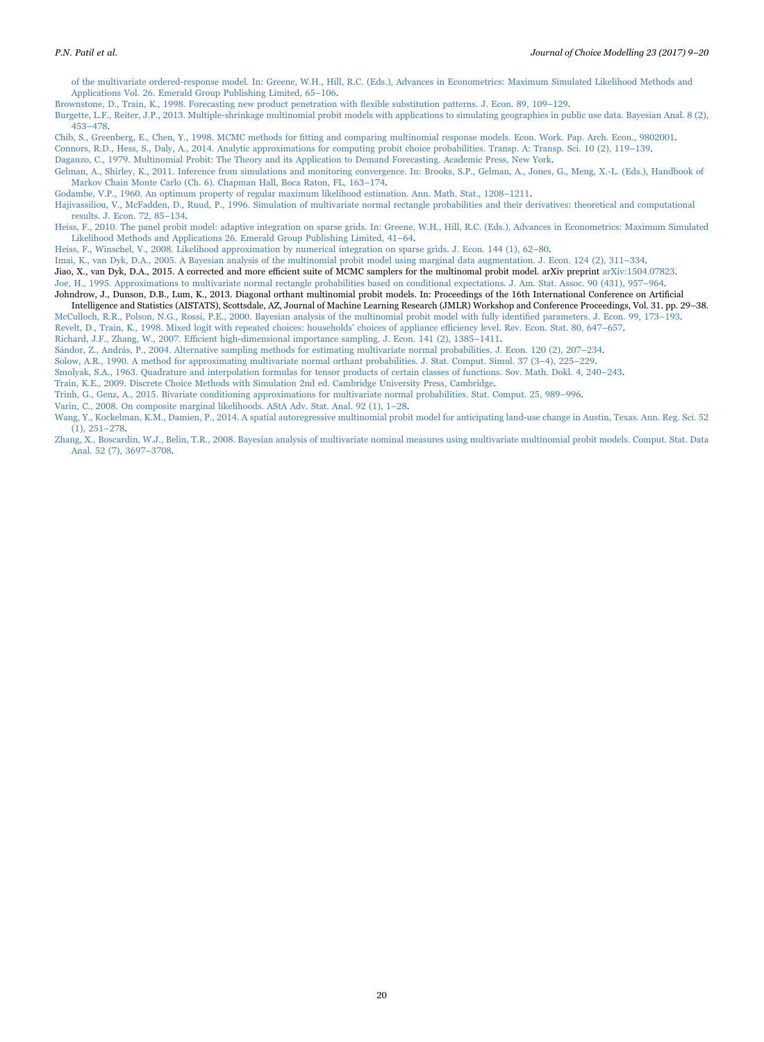of the multivariate ordered-response model. In: Greene, W.H., Hill, R.C. (Eds.), Advances in Econometrics: Maximum Simulated Likelihood Methods and Applications Vol. 26. Emerald Group Publishing Limited, 65–106.

Brownstone, D., Train, K., 1998. Forecasting new product penetration with flexible substitution patterns. J. Econ. 89, 109–129.

Burgette, L.F., Reiter, J.P., 2013. Multiple-shrinkage multinomial probit models with applications to simulating geographies in public use data. Bayesian Anal. 8 (2), 453–478.

Chib, S., Greenberg, E., Chen, Y., 1998. MCMC methods for fitting and comparing multinomial response models. Econ. Work. Pap. Arch. Econ., 9802001.

Connors, R.D., Hess, S., Daly, A., 2014. Analytic approximations for computing probit choice probabilities. Transp. A: Transp. Sci. 10 (2), 119–139.

Daganzo, C., 1979. Multinomial Probit: The Theory and its Application to Demand Forecasting. Academic Press, New York.

Gelman, A., Shirley, K., 2011. Inference from simulations and monitoring convergence. In: Brooks, S.P., Gelman, A., Jones, G., Meng, X.-L. (Eds.), Handbook of Markov Chain Monte Carlo (Ch. 6). Chapman Hall, Boca Raton, FL, 163–174.

Godambe, V.P., 1960. An optimum property of regular maximum likelihood estimation. Ann. Math. Stat., 1208–1211.

Hajivassiliou, V., McFadden, D., Ruud, P., 1996. Simulation of multivariate normal rectangle probabilities and their derivatives: theoretical and computational results. J. Econ. 72, 85–134.

Heiss, F., 2010. The panel probit model: adaptive integration on sparse grids. In: Greene, W.H., Hill, R.C. (Eds.), Advances in Econometrics: Maximum Simulated Likelihood Methods and Applications 26. Emerald Group Publishing Limited, 41–64.

Heiss, F., Winschel, V., 2008. Likelihood approximation by numerical integration on sparse grids. J. Econ. 144 (1), 62–80.

Imai, K., van Dyk, D.A., 2005. A Bayesian analysis of the multinomial probit model using marginal data augmentation. J. Econ. 124 (2), 311–334.

Jiao, X., van Dyk, D.A., 2015. A corrected and more efficient suite of MCMC samplers for the multinomal probit model. arXiv preprint arXiv:1504.07823.

Joe, H., 1995. Approximations to multivariate normal rectangle probabilities based on conditional expectations. J. Am. Stat. Assoc. 90 (431), 957–964.

Johndrow, J., Dunson, D.B., Lum, K., 2013. Diagonal orthant multinomial probit models. In: Proceedings of the 16th International Conference on Artificial Intelligence and Statistics (AISTATS), Scottsdale, AZ, Journal of Machine Learning Research (JMLR) Workshop and Conference Proceedings, Vol. 31. pp. 29–38.

McCulloch, R.R., Polson, N.G., Rossi, P.E., 2000. Bayesian analysis of the multinomial probit model with fully identified parameters. J. Econ. 99, 173–193.

Revelt, D., Train, K., 1998. Mixed logit with repeated choices: households' choices of appliance efficiency level. Rev. Econ. Stat. 80, 647–657.

Richard, J.F., Zhang, W., 2007. Efficient high-dimensional importance sampling. J. Econ. 141 (2), 1385–1411.

Sándor, Z., András, P., 2004. Alternative sampling methods for estimating multivariate normal probabilities. J. Econ. 120 (2), 207–234.

Solow, A.R., 1990. A method for approximating multivariate normal orthant probabilities. J. Stat. Comput. Simul. 37 (3–4), 225–229.

Smolyak, S.A., 1963. Quadrature and interpolation formulas for tensor products of certain classes of functions. Sov. Math. Dokl. 4, 240–243.

Train, K.E., 2009. Discrete Choice Methods with Simulation 2nd ed. Cambridge University Press, Cambridge.

Trinh, G., Genz, A., 2015. Bivariate conditioning approximations for multivariate normal probabilities. Stat. Comput. 25, 989–996.

Varin, C., 2008. On composite marginal likelihoods. AStA Adv. Stat. Anal. 92 (1), 1–28.

Wang, Y., Kockelman, K.M., Damien, P., 2014. A spatial autoregressive multinomial probit model for anticipating land-use change in Austin, Texas. Ann. Reg. Sci. 52 (1), 251–278.

Zhang, X., Boscardin, W.J., Belin, T.R., 2008. Bayesian analysis of multivariate nominal measures using multivariate multinomial probit models. Comput. Stat. Data Anal. 52 (7), 3697–3708.